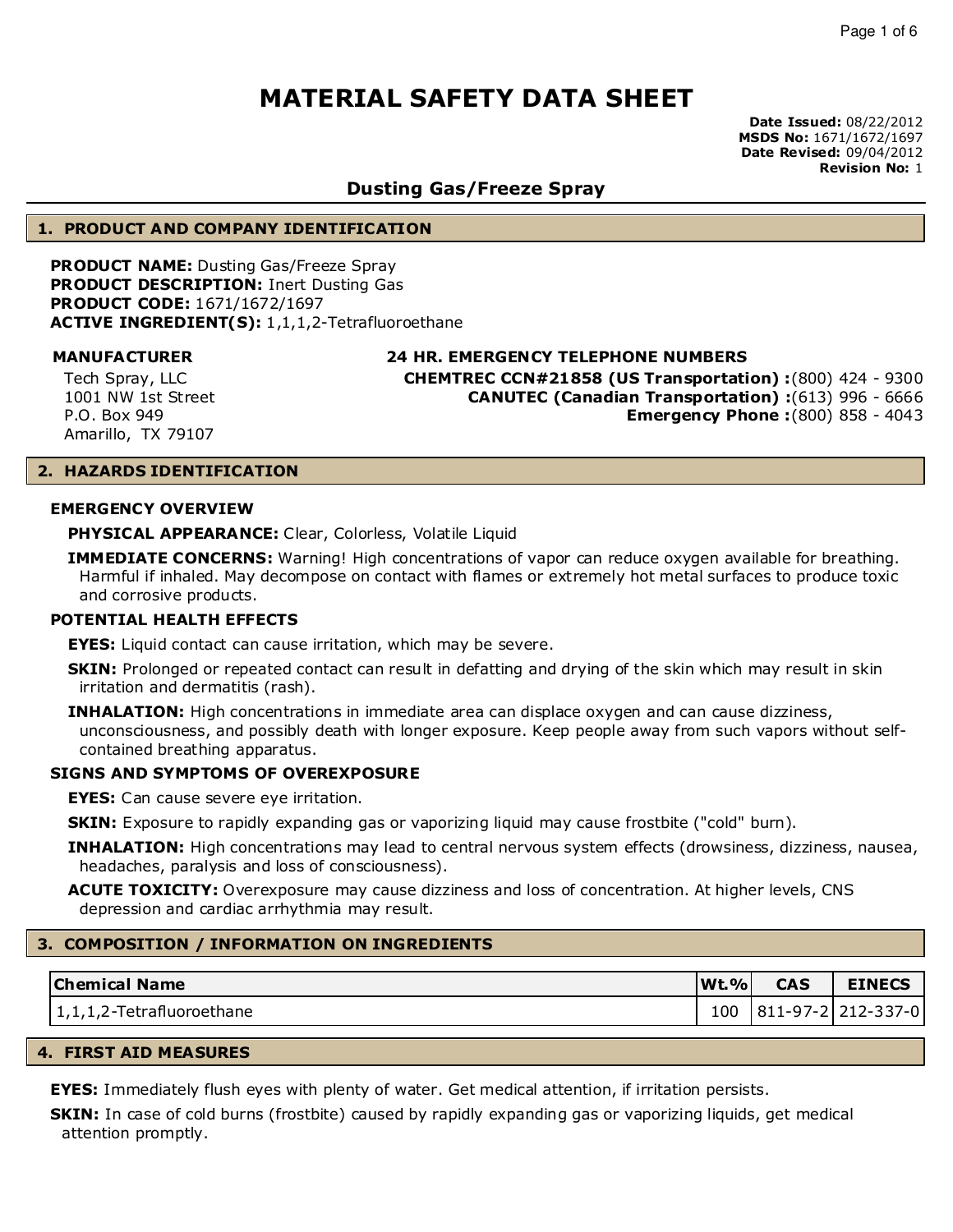# MATERIAL SAFETY DATA SHEET

**Date Issued:** 08/22/2012
**MSDS No:** 1671/1672/1697
**Date Revised:** 09/04/2012
**Revision No:** 1

## Dusting Gas/Freeze Spray

## 1. PRODUCT AND COMPANY IDENTIFICATION

**PRODUCT NAME:** Dusting Gas/Freeze Spray
**PRODUCT DESCRIPTION:** Inert Dusting Gas
**PRODUCT CODE:** 1671/1672/1697
**ACTIVE INGREDIENT(S):** 1,1,1,2-Tetrafluoroethane

**MANUFACTURER**

Tech Spray, LLC
1001 NW 1st Street
P.O. Box 949
Amarillo, TX 79107

**24 HR. EMERGENCY TELEPHONE NUMBERS**

**CHEMTREC CCN#21858 (US Transportation) :**(800) 424 - 9300
**CANUTEC (Canadian Transportation) :**(613) 996 - 6666
**Emergency Phone :**(800) 858 - 4043

## 2. HAZARDS IDENTIFICATION

### EMERGENCY OVERVIEW

**PHYSICAL APPEARANCE:** Clear, Colorless, Volatile Liquid

**IMMEDIATE CONCERNS:** Warning! High concentrations of vapor can reduce oxygen available for breathing. Harmful if inhaled. May decompose on contact with flames or extremely hot metal surfaces to produce toxic and corrosive products.

### POTENTIAL HEALTH EFFECTS

**EYES:** Liquid contact can cause irritation, which may be severe.

**SKIN:** Prolonged or repeated contact can result in defatting and drying of the skin which may result in skin irritation and dermatitis (rash).

**INHALATION:** High concentrations in immediate area can displace oxygen and can cause dizziness, unconsciousness, and possibly death with longer exposure. Keep people away from such vapors without self-contained breathing apparatus.

### SIGNS AND SYMPTOMS OF OVEREXPOSURE

**EYES:** Can cause severe eye irritation.

**SKIN:** Exposure to rapidly expanding gas or vaporizing liquid may cause frostbite ("cold" burn).

**INHALATION:** High concentrations may lead to central nervous system effects (drowsiness, dizziness, nausea, headaches, paralysis and loss of consciousness).

**ACUTE TOXICITY:** Overexposure may cause dizziness and loss of concentration. At higher levels, CNS depression and cardiac arrhythmia may result.

## 3. COMPOSITION / INFORMATION ON INGREDIENTS

| Chemical Name | Wt.% | CAS | EINECS |
|---|---|---|---|
| 1,1,1,2-Tetrafluoroethane | 100 | 811-97-2 | 212-337-0 |

## 4. FIRST AID MEASURES

**EYES:** Immediately flush eyes with plenty of water. Get medical attention, if irritation persists.

**SKIN:** In case of cold burns (frostbite) caused by rapidly expanding gas or vaporizing liquids, get medical attention promptly.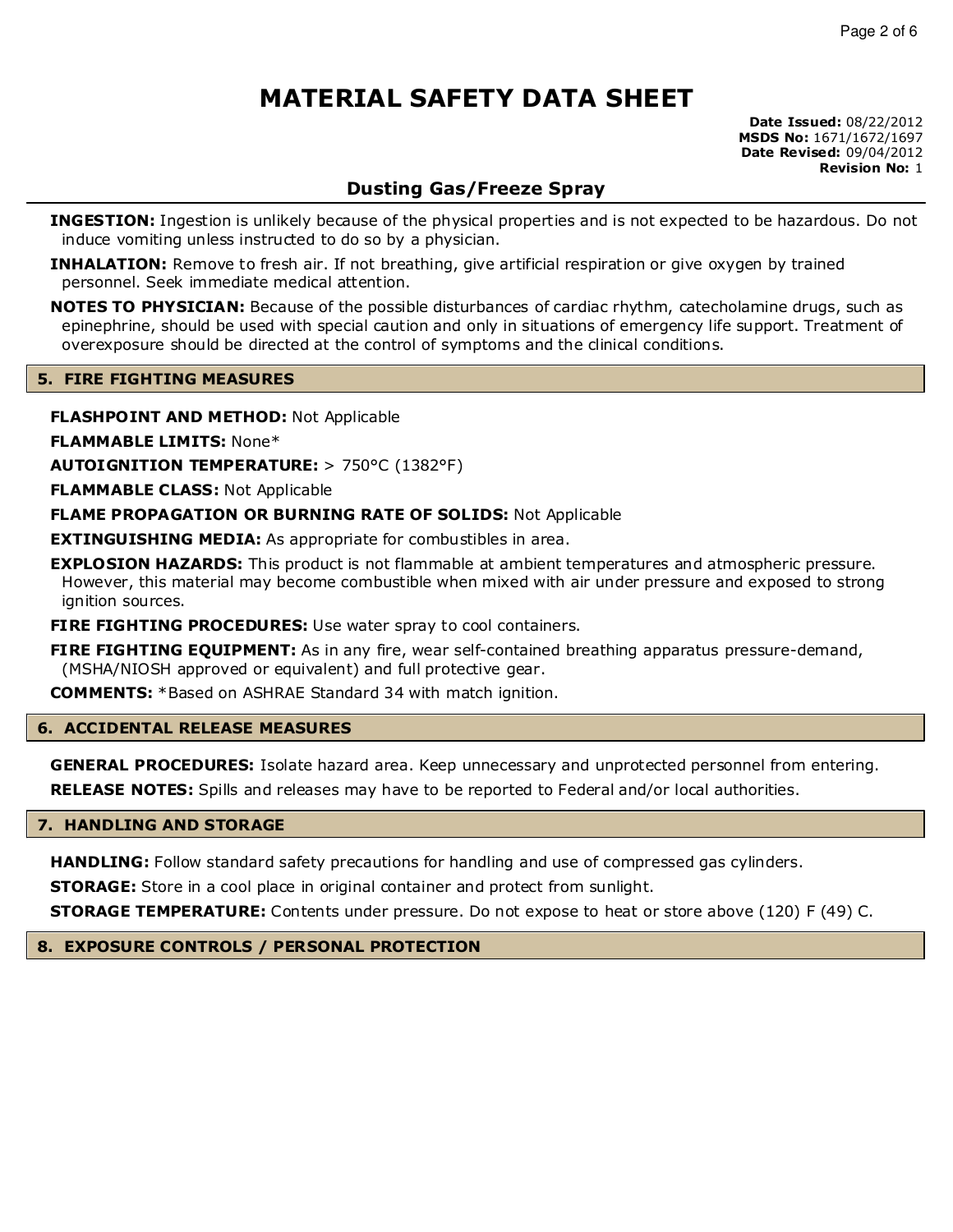# MATERIAL SAFETY DATA SHEET

**Date Issued:** 08/22/2012
**MSDS No:** 1671/1672/1697
**Date Revised:** 09/04/2012
**Revision No:** 1

## Dusting Gas/Freeze Spray

**INGESTION:** Ingestion is unlikely because of the physical properties and is not expected to be hazardous. Do not induce vomiting unless instructed to do so by a physician.

**INHALATION:** Remove to fresh air. If not breathing, give artificial respiration or give oxygen by trained personnel. Seek immediate medical attention.

**NOTES TO PHYSICIAN:** Because of the possible disturbances of cardiac rhythm, catecholamine drugs, such as epinephrine, should be used with special caution and only in situations of emergency life support. Treatment of overexposure should be directed at the control of symptoms and the clinical conditions.

## 5. FIRE FIGHTING MEASURES

**FLASHPOINT AND METHOD:** Not Applicable

**FLAMMABLE LIMITS:** None*

**AUTOIGNITION TEMPERATURE:** > 750°C (1382°F)

**FLAMMABLE CLASS:** Not Applicable

**FLAME PROPAGATION OR BURNING RATE OF SOLIDS:** Not Applicable

**EXTINGUISHING MEDIA:** As appropriate for combustibles in area.

**EXPLOSION HAZARDS:** This product is not flammable at ambient temperatures and atmospheric pressure. However, this material may become combustible when mixed with air under pressure and exposed to strong ignition sources.

**FIRE FIGHTING PROCEDURES:** Use water spray to cool containers.

**FIRE FIGHTING EQUIPMENT:** As in any fire, wear self-contained breathing apparatus pressure-demand, (MSHA/NIOSH approved or equivalent) and full protective gear.

**COMMENTS:** *Based on ASHRAE Standard 34 with match ignition.

## 6. ACCIDENTAL RELEASE MEASURES

**GENERAL PROCEDURES:** Isolate hazard area. Keep unnecessary and unprotected personnel from entering.

**RELEASE NOTES:** Spills and releases may have to be reported to Federal and/or local authorities.

## 7. HANDLING AND STORAGE

**HANDLING:** Follow standard safety precautions for handling and use of compressed gas cylinders.

**STORAGE:** Store in a cool place in original container and protect from sunlight.

**STORAGE TEMPERATURE:** Contents under pressure. Do not expose to heat or store above (120) F (49) C.

## 8. EXPOSURE CONTROLS / PERSONAL PROTECTION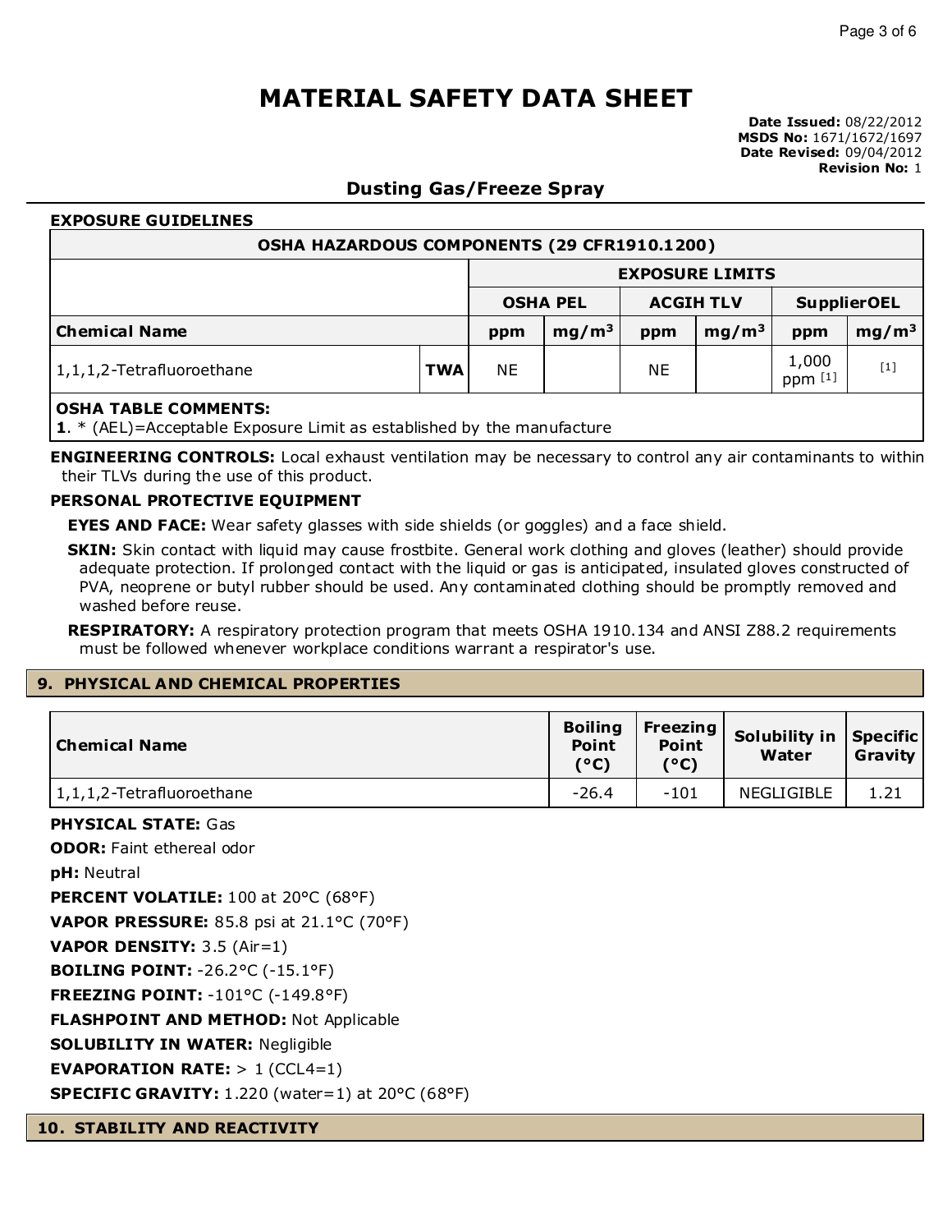# MATERIAL SAFETY DATA SHEET

**Date Issued:** 08/22/2012
**MSDS No:** 1671/1672/1697
**Date Revised:** 09/04/2012
**Revision No:** 1

## Dusting Gas/Freeze Spray

### EXPOSURE GUIDELINES

| OSHA HAZARDOUS COMPONENTS (29 CFR1910.1200) | | | | | | | |
|---|---|---|---|---|---|---|---|
| | | EXPOSURE LIMITS | | | | | |
| | | OSHA PEL | | ACGIH TLV | | SupplierOEL | |
| Chemical Name | | ppm | mg/m³ | ppm | mg/m³ | ppm | mg/m³ |
| 1,1,1,2-Tetrafluoroethane | TWA | NE | | NE | | 1,000 ppm [1] | [1] |

**OSHA TABLE COMMENTS:**
**1**. * (AEL)=Acceptable Exposure Limit as established by the manufacture

**ENGINEERING CONTROLS:** Local exhaust ventilation may be necessary to control any air contaminants to within their TLVs during the use of this product.

### PERSONAL PROTECTIVE EQUIPMENT

**EYES AND FACE:** Wear safety glasses with side shields (or goggles) and a face shield.

**SKIN:** Skin contact with liquid may cause frostbite. General work clothing and gloves (leather) should provide adequate protection. If prolonged contact with the liquid or gas is anticipated, insulated gloves constructed of PVA, neoprene or butyl rubber should be used. Any contaminated clothing should be promptly removed and washed before reuse.

**RESPIRATORY:** A respiratory protection program that meets OSHA 1910.134 and ANSI Z88.2 requirements must be followed whenever workplace conditions warrant a respirator's use.

## 9. PHYSICAL AND CHEMICAL PROPERTIES

| Chemical Name | Boiling Point (°C) | Freezing Point (°C) | Solubility in Water | Specific Gravity |
|---|---|---|---|---|
| 1,1,1,2-Tetrafluoroethane | -26.4 | -101 | NEGLIGIBLE | 1.21 |

**PHYSICAL STATE:** Gas

**ODOR:** Faint ethereal odor

**pH:** Neutral

**PERCENT VOLATILE:** 100 at 20°C (68°F)

**VAPOR PRESSURE:** 85.8 psi at 21.1°C (70°F)

**VAPOR DENSITY:** 3.5 (Air=1)

**BOILING POINT:** -26.2°C (-15.1°F)

**FREEZING POINT:** -101°C (-149.8°F)

**FLASHPOINT AND METHOD:** Not Applicable

**SOLUBILITY IN WATER:** Negligible

**EVAPORATION RATE:** > 1 ($CCL_4$=1)

**SPECIFIC GRAVITY:** 1.220 (water=1) at 20°C (68°F)

## 10. STABILITY AND REACTIVITY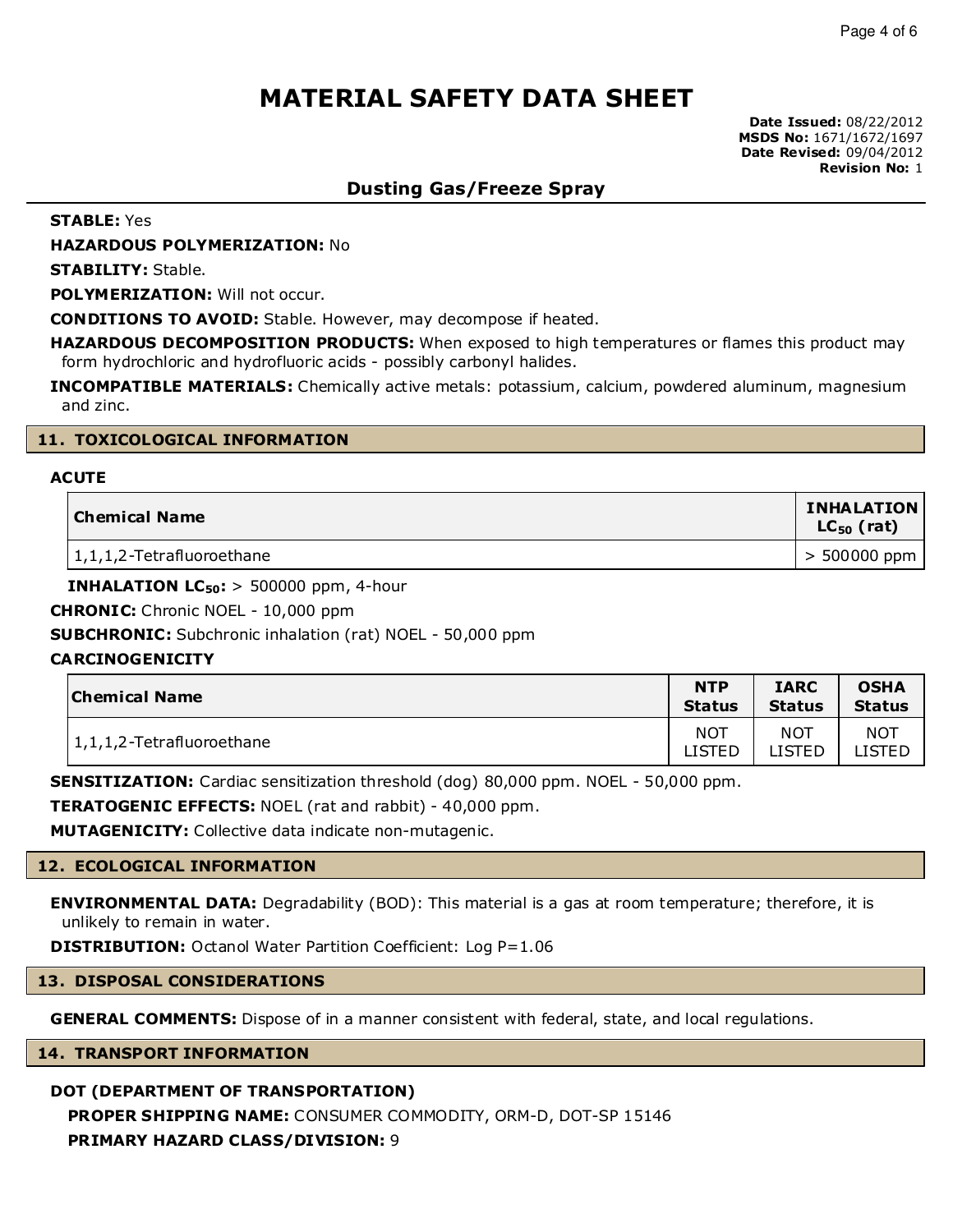**STABLE:** Yes

**HAZARDOUS POLYMERIZATION:** No

**STABILITY:** Stable.

**POLYMERIZATION:** Will not occur.

**CONDITIONS TO AVOID:** Stable. However, may decompose if heated.

**HAZARDOUS DECOMPOSITION PRODUCTS:** When exposed to high temperatures or flames this product may form hydrochloric and hydrofluoric acids - possibly carbonyl halides.

**INCOMPATIBLE MATERIALS:** Chemically active metals: potassium, calcium, powdered aluminum, magnesium and zinc.

## 11. TOXICOLOGICAL INFORMATION

### ACUTE

| Chemical Name | INHALATION $LC_{50}$ (rat) |
|---|---|
| 1,1,1,2-Tetrafluoroethane | > 500000 ppm |

**INHALATION $LC_{50}$:** > 500000 ppm, 4-hour

**CHRONIC:** Chronic NOEL - 10,000 ppm

**SUBCHRONIC:** Subchronic inhalation (rat) NOEL - 50,000 ppm

### CARCINOGENICITY

| Chemical Name | NTP Status | IARC Status | OSHA Status |
|---|---|---|---|
| 1,1,1,2-Tetrafluoroethane | NOT LISTED | NOT LISTED | NOT LISTED |

**SENSITIZATION:** Cardiac sensitization threshold (dog) 80,000 ppm. NOEL - 50,000 ppm.

**TERATOGENIC EFFECTS:** NOEL (rat and rabbit) - 40,000 ppm.

**MUTAGENICITY:** Collective data indicate non-mutagenic.

## 12. ECOLOGICAL INFORMATION

**ENVIRONMENTAL DATA:** Degradability (BOD): This material is a gas at room temperature; therefore, it is unlikely to remain in water.

**DISTRIBUTION:** Octanol Water Partition Coefficient: Log P=1.06

## 13. DISPOSAL CONSIDERATIONS

**GENERAL COMMENTS:** Dispose of in a manner consistent with federal, state, and local regulations.

## 14. TRANSPORT INFORMATION

### DOT (DEPARTMENT OF TRANSPORTATION)

**PROPER SHIPPING NAME:** CONSUMER COMMODITY, ORM-D, DOT-SP 15146

**PRIMARY HAZARD CLASS/DIVISION:** 9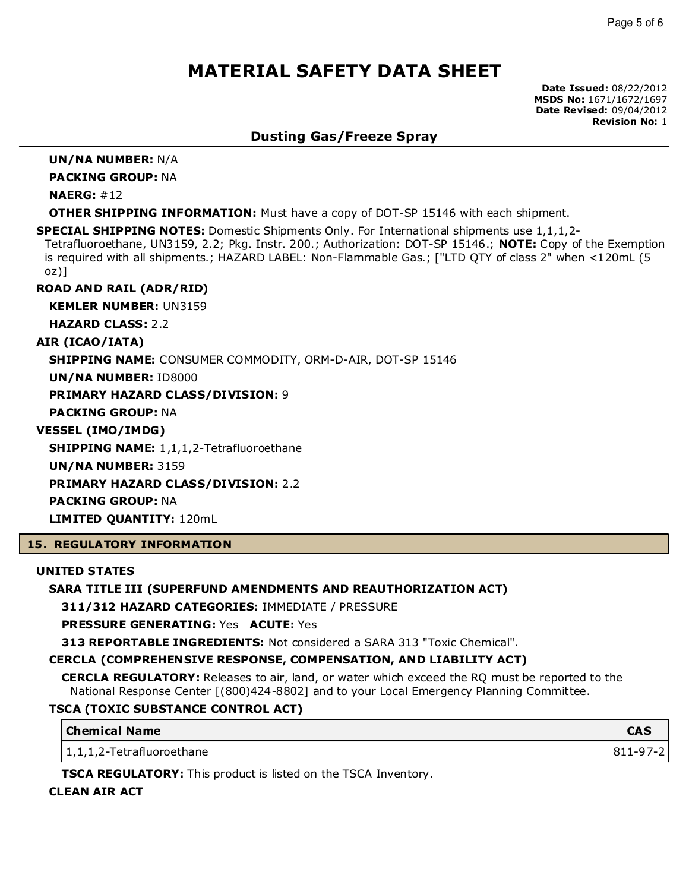**UN/NA NUMBER:** N/A

**PACKING GROUP:** NA

**NAERG:** #12

**OTHER SHIPPING INFORMATION:** Must have a copy of DOT-SP 15146 with each shipment.

**SPECIAL SHIPPING NOTES:** Domestic Shipments Only. For International shipments use 1,1,1,2-Tetrafluoroethane, UN3159, 2.2; Pkg. Instr. 200.; Authorization: DOT-SP 15146.; **NOTE:** Copy of the Exemption is required with all shipments.; HAZARD LABEL: Non-Flammable Gas.; ["LTD QTY of class 2" when <120mL (5 oz)]

**ROAD AND RAIL (ADR/RID)**

**KEMLER NUMBER:** UN3159

**HAZARD CLASS:** 2.2

**AIR (ICAO/IATA)**

**SHIPPING NAME:** CONSUMER COMMODITY, ORM-D-AIR, DOT-SP 15146

**UN/NA NUMBER:** ID8000

**PRIMARY HAZARD CLASS/DIVISION:** 9

**PACKING GROUP:** NA

**VESSEL (IMO/IMDG)**

**SHIPPING NAME:** 1,1,1,2-Tetrafluoroethane

**UN/NA NUMBER:** 3159

**PRIMARY HAZARD CLASS/DIVISION:** 2.2

**PACKING GROUP:** NA

**LIMITED QUANTITY:** 120mL

## 15. REGULATORY INFORMATION

**UNITED STATES**

**SARA TITLE III (SUPERFUND AMENDMENTS AND REAUTHORIZATION ACT)**

**311/312 HAZARD CATEGORIES:** IMMEDIATE / PRESSURE

**PRESSURE GENERATING:** Yes **ACUTE:** Yes

**313 REPORTABLE INGREDIENTS:** Not considered a SARA 313 "Toxic Chemical".

**CERCLA (COMPREHENSIVE RESPONSE, COMPENSATION, AND LIABILITY ACT)**

**CERCLA REGULATORY:** Releases to air, land, or water which exceed the RQ must be reported to the National Response Center [(800)424-8802] and to your Local Emergency Planning Committee.

**TSCA (TOXIC SUBSTANCE CONTROL ACT)**

| Chemical Name | CAS |
|---|---|
| 1,1,1,2-Tetrafluoroethane | 811-97-2 |

**TSCA REGULATORY:** This product is listed on the TSCA Inventory.

**CLEAN AIR ACT**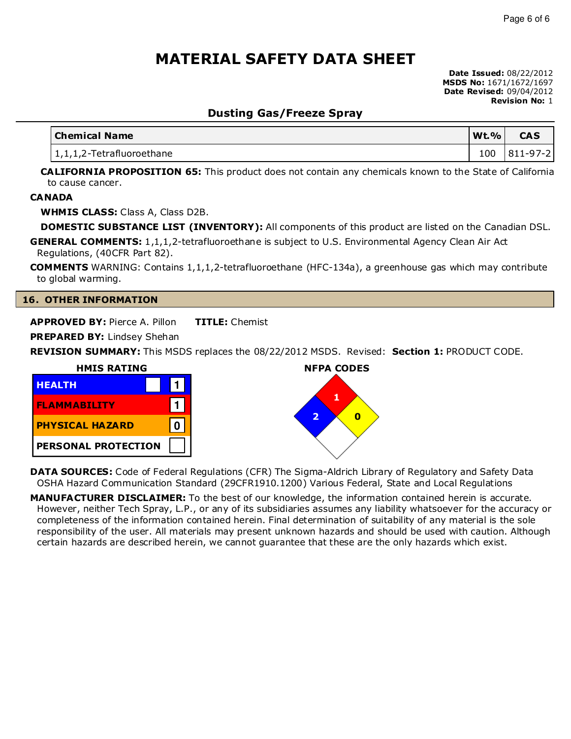# MATERIAL SAFETY DATA SHEET

**Date Issued:** 08/22/2012
**MSDS No:** 1671/1672/1697
**Date Revised:** 09/04/2012
**Revision No:** 1

## Dusting Gas/Freeze Spray

| Chemical Name | Wt.% | CAS |
|---|---|---|
| 1,1,1,2-Tetrafluoroethane | 100 | 811-97-2 |

**CALIFORNIA PROPOSITION 65:** This product does not contain any chemicals known to the State of California to cause cancer.

**CANADA**

**WHMIS CLASS:** Class A, Class D2B.

**DOMESTIC SUBSTANCE LIST (INVENTORY):** All components of this product are listed on the Canadian DSL.

**GENERAL COMMENTS:** 1,1,1,2-tetrafluoroethane is subject to U.S. Environmental Agency Clean Air Act Regulations, (40CFR Part 82).

**COMMENTS** WARNING: Contains 1,1,1,2-tetrafluoroethane (HFC-134a), a greenhouse gas which may contribute to global warming.

## 16. OTHER INFORMATION

**APPROVED BY:** Pierce A. Pillon **TITLE:** Chemist

**PREPARED BY:** Lindsey Shehan

**REVISION SUMMARY:** This MSDS replaces the 08/22/2012 MSDS. Revised: **Section 1:** PRODUCT CODE.

**HMIS RATING**

| | |
|---|---|
| HEALTH | 1 |
| FLAMMABILITY | 1 |
| PHYSICAL HAZARD | 0 |
| PERSONAL PROTECTION | |

**NFPA CODES**

1
2
0

**DATA SOURCES:** Code of Federal Regulations (CFR) The Sigma-Aldrich Library of Regulatory and Safety Data OSHA Hazard Communication Standard (29CFR1910.1200) Various Federal, State and Local Regulations

**MANUFACTURER DISCLAIMER:** To the best of our knowledge, the information contained herein is accurate. However, neither Tech Spray, L.P., or any of its subsidiaries assumes any liability whatsoever for the accuracy or completeness of the information contained herein. Final determination of suitability of any material is the sole responsibility of the user. All materials may present unknown hazards and should be used with caution. Although certain hazards are described herein, we cannot guarantee that these are the only hazards which exist.